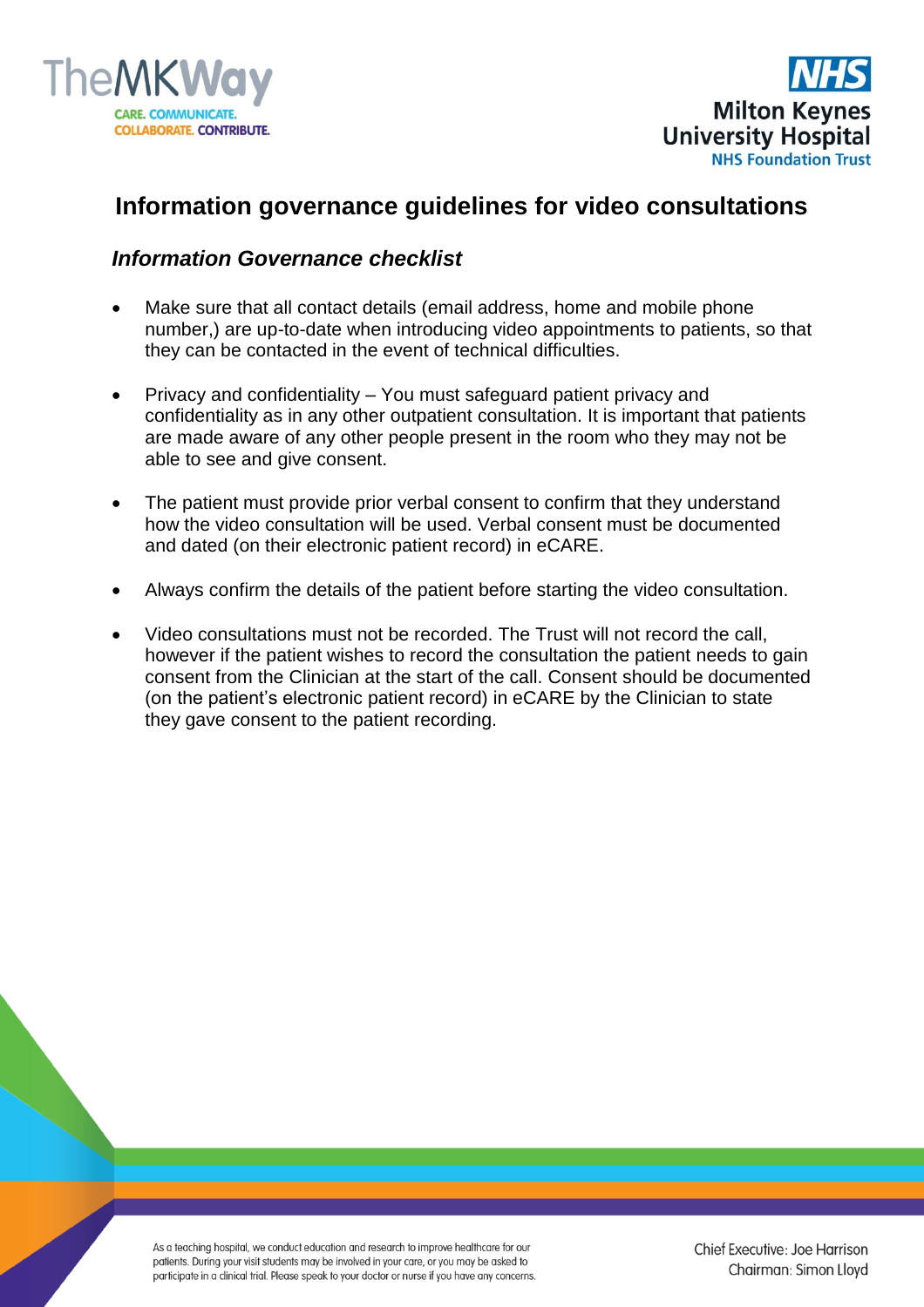# Information governance guidelines for video consultations

### *Information Governance checklist*

- Make sure that all contact details (email address, home and mobile phone number,) are up-to-date when introducing video appointments to patients, so that they can be contacted in the event of technical difficulties.

- Privacy and confidentiality – You must safeguard patient privacy and confidentiality as in any other outpatient consultation. It is important that patients are made aware of any other people present in the room who they may not be able to see and give consent.

- The patient must provide prior verbal consent to confirm that they understand how the video consultation will be used. Verbal consent must be documented and dated (on their electronic patient record) in eCARE.

- Always confirm the details of the patient before starting the video consultation.

- Video consultations must not be recorded. The Trust will not record the call, however if the patient wishes to record the consultation the patient needs to gain consent from the Clinician at the start of the call. Consent should be documented (on the patient's electronic patient record) in eCARE by the Clinician to state they gave consent to the patient recording.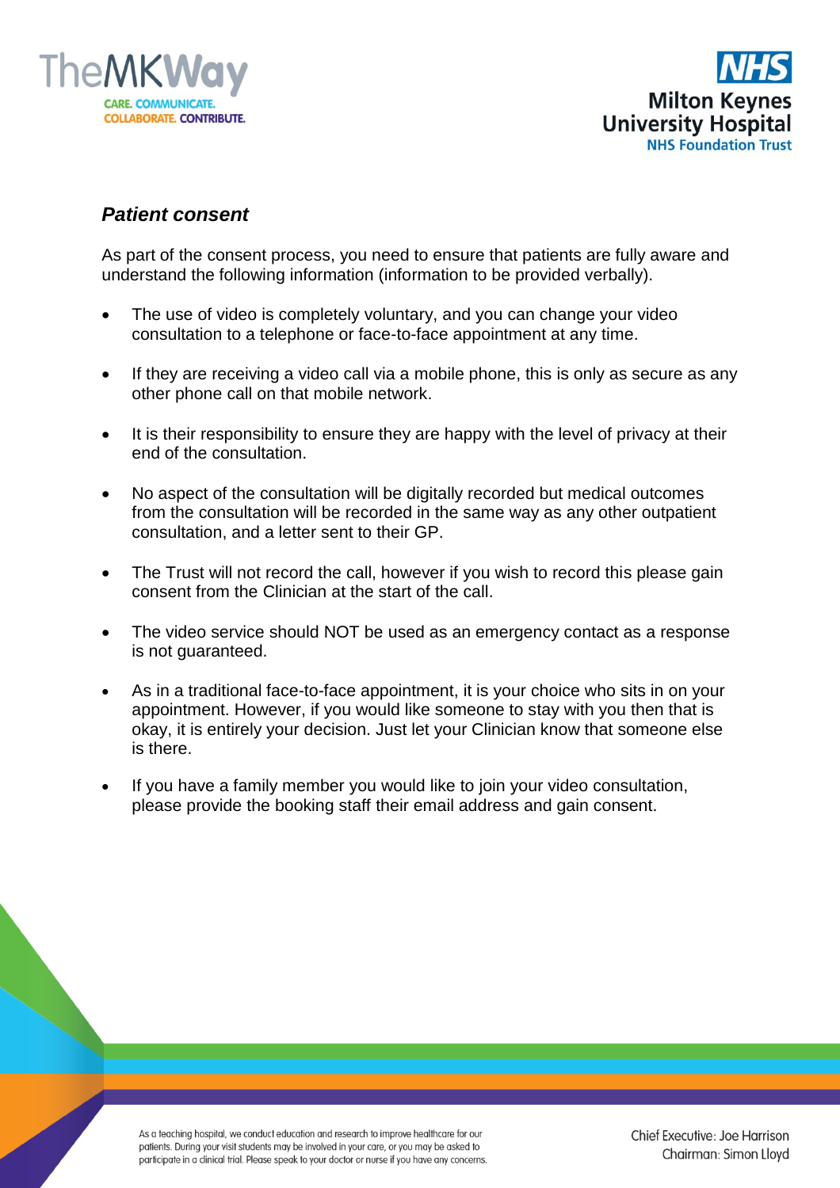***Patient consent***

As part of the consent process, you need to ensure that patients are fully aware and understand the following information (information to be provided verbally).

- The use of video is completely voluntary, and you can change your video consultation to a telephone or face-to-face appointment at any time.
- If they are receiving a video call via a mobile phone, this is only as secure as any other phone call on that mobile network.
- It is their responsibility to ensure they are happy with the level of privacy at their end of the consultation.
- No aspect of the consultation will be digitally recorded but medical outcomes from the consultation will be recorded in the same way as any other outpatient consultation, and a letter sent to their GP.
- The Trust will not record the call, however if you wish to record this please gain consent from the Clinician at the start of the call.
- The video service should NOT be used as an emergency contact as a response is not guaranteed.
- As in a traditional face-to-face appointment, it is your choice who sits in on your appointment. However, if you would like someone to stay with you then that is okay, it is entirely your decision. Just let your Clinician know that someone else is there.
- If you have a family member you would like to join your video consultation, please provide the booking staff their email address and gain consent.